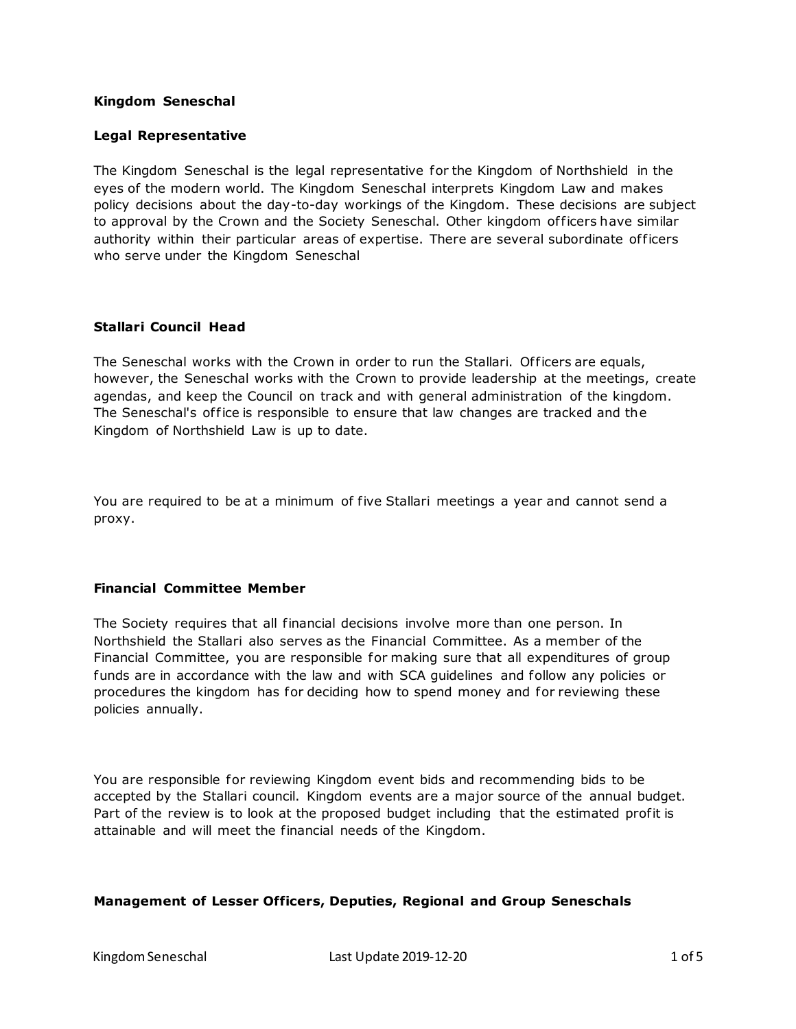**Kingdom Seneschal**

**Legal Representative**

The Kingdom Seneschal is the legal representative for the Kingdom of Northshield in the eyes of the modern world. The Kingdom Seneschal interprets Kingdom Law and makes policy decisions about the day-to-day workings of the Kingdom. These decisions are subject to approval by the Crown and the Society Seneschal. Other kingdom officers have similar authority within their particular areas of expertise. There are several subordinate officers who serve under the Kingdom Seneschal

**Stallari Council Head**

The Seneschal works with the Crown in order to run the Stallari. Officers are equals, however, the Seneschal works with the Crown to provide leadership at the meetings, create agendas, and keep the Council on track and with general administration of the kingdom. The Seneschal's office is responsible to ensure that law changes are tracked and the Kingdom of Northshield Law is up to date.

You are required to be at a minimum of five Stallari meetings a year and cannot send a proxy.

**Financial Committee Member**

The Society requires that all financial decisions involve more than one person. In Northshield the Stallari also serves as the Financial Committee. As a member of the Financial Committee, you are responsible for making sure that all expenditures of group funds are in accordance with the law and with SCA guidelines and follow any policies or procedures the kingdom has for deciding how to spend money and for reviewing these policies annually.

You are responsible for reviewing Kingdom event bids and recommending bids to be accepted by the Stallari council. Kingdom events are a major source of the annual budget. Part of the review is to look at the proposed budget including that the estimated profit is attainable and will meet the financial needs of the Kingdom.

**Management of Lesser Officers, Deputies, Regional and Group Seneschals**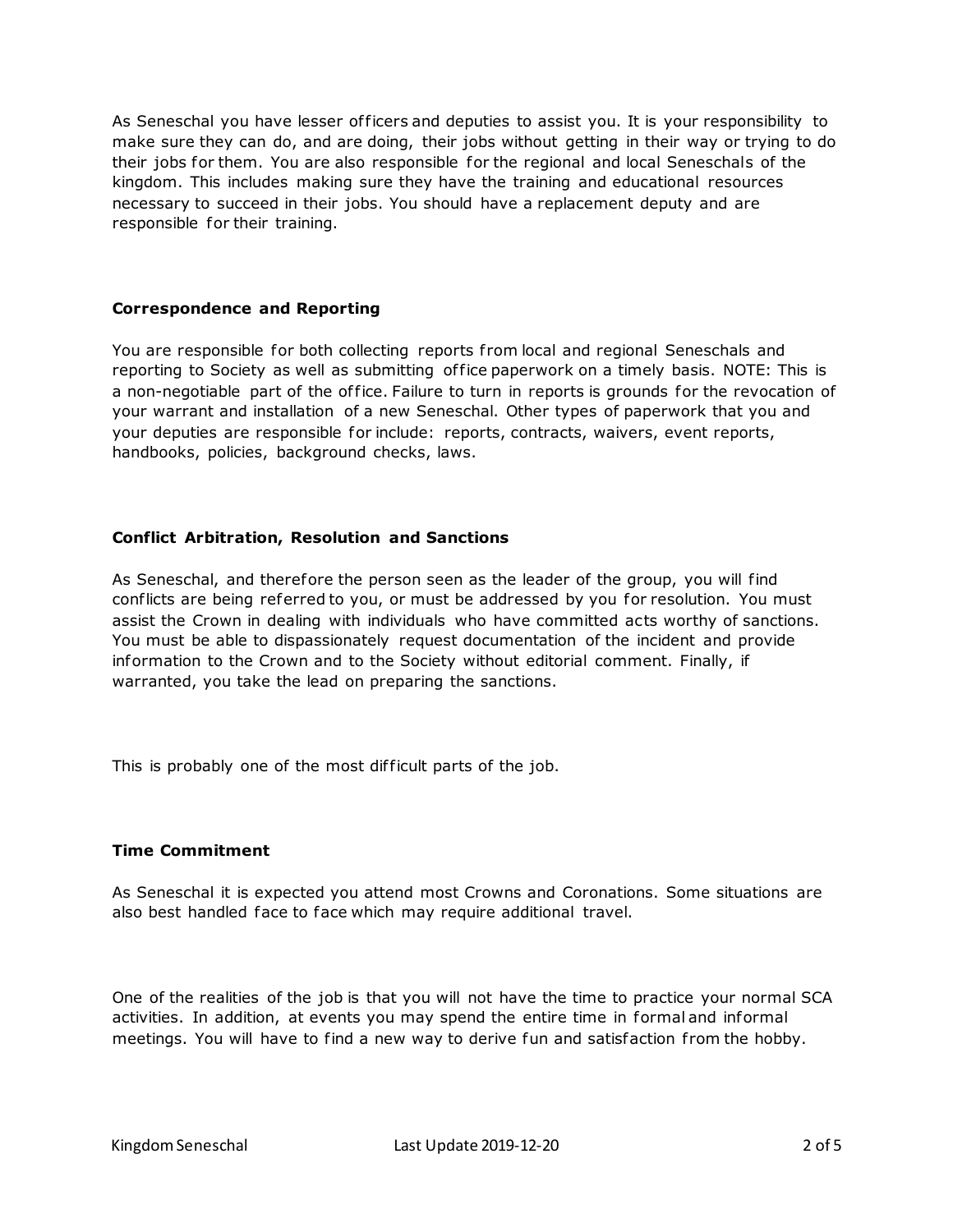As Seneschal you have lesser officers and deputies to assist you. It is your responsibility to make sure they can do, and are doing, their jobs without getting in their way or trying to do their jobs for them. You are also responsible for the regional and local Seneschals of the kingdom. This includes making sure they have the training and educational resources necessary to succeed in their jobs. You should have a replacement deputy and are responsible for their training.

**Correspondence and Reporting**

You are responsible for both collecting reports from local and regional Seneschals and reporting to Society as well as submitting office paperwork on a timely basis. NOTE: This is a non-negotiable part of the office. Failure to turn in reports is grounds for the revocation of your warrant and installation of a new Seneschal. Other types of paperwork that you and your deputies are responsible for include: reports, contracts, waivers, event reports, handbooks, policies, background checks, laws.

**Conflict Arbitration, Resolution and Sanctions**

As Seneschal, and therefore the person seen as the leader of the group, you will find conflicts are being referred to you, or must be addressed by you for resolution. You must assist the Crown in dealing with individuals who have committed acts worthy of sanctions. You must be able to dispassionately request documentation of the incident and provide information to the Crown and to the Society without editorial comment. Finally, if warranted, you take the lead on preparing the sanctions.

This is probably one of the most difficult parts of the job.

**Time Commitment**

As Seneschal it is expected you attend most Crowns and Coronations. Some situations are also best handled face to face which may require additional travel.

One of the realities of the job is that you will not have the time to practice your normal SCA activities. In addition, at events you may spend the entire time in formal and informal meetings. You will have to find a new way to derive fun and satisfaction from the hobby.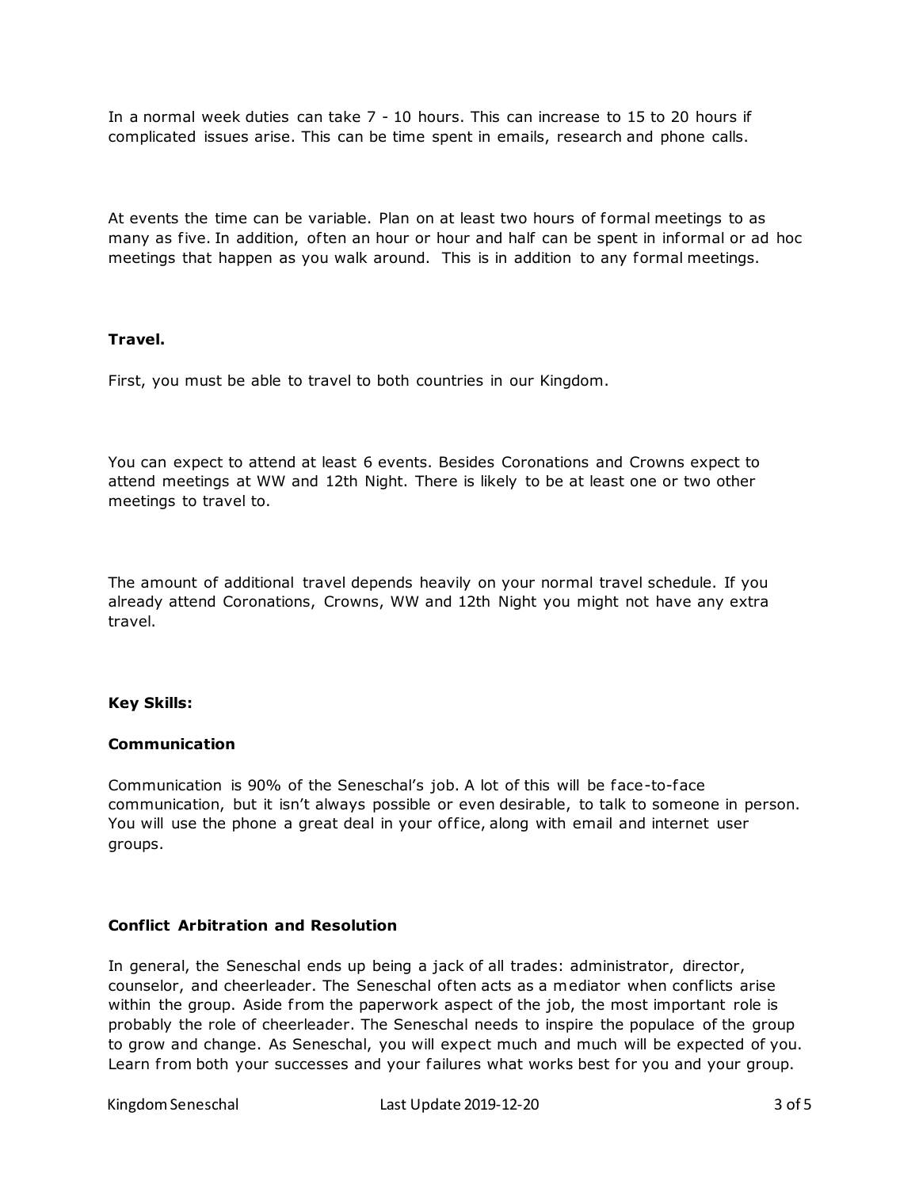In a normal week duties can take 7 - 10 hours. This can increase to 15 to 20 hours if complicated issues arise. This can be time spent in emails, research and phone calls.

At events the time can be variable. Plan on at least two hours of formal meetings to as many as five. In addition, often an hour or hour and half can be spent in informal or ad hoc meetings that happen as you walk around. This is in addition to any formal meetings.

**Travel.**

First, you must be able to travel to both countries in our Kingdom.

You can expect to attend at least 6 events. Besides Coronations and Crowns expect to attend meetings at WW and 12th Night. There is likely to be at least one or two other meetings to travel to.

The amount of additional travel depends heavily on your normal travel schedule. If you already attend Coronations, Crowns, WW and 12th Night you might not have any extra travel.

**Key Skills:**

**Communication**

Communication is 90% of the Seneschal's job. A lot of this will be face-to-face communication, but it isn't always possible or even desirable, to talk to someone in person. You will use the phone a great deal in your office, along with email and internet user groups.

**Conflict Arbitration and Resolution**

In general, the Seneschal ends up being a jack of all trades: administrator, director, counselor, and cheerleader. The Seneschal often acts as a mediator when conflicts arise within the group. Aside from the paperwork aspect of the job, the most important role is probably the role of cheerleader. The Seneschal needs to inspire the populace of the group to grow and change. As Seneschal, you will expect much and much will be expected of you. Learn from both your successes and your failures what works best for you and your group.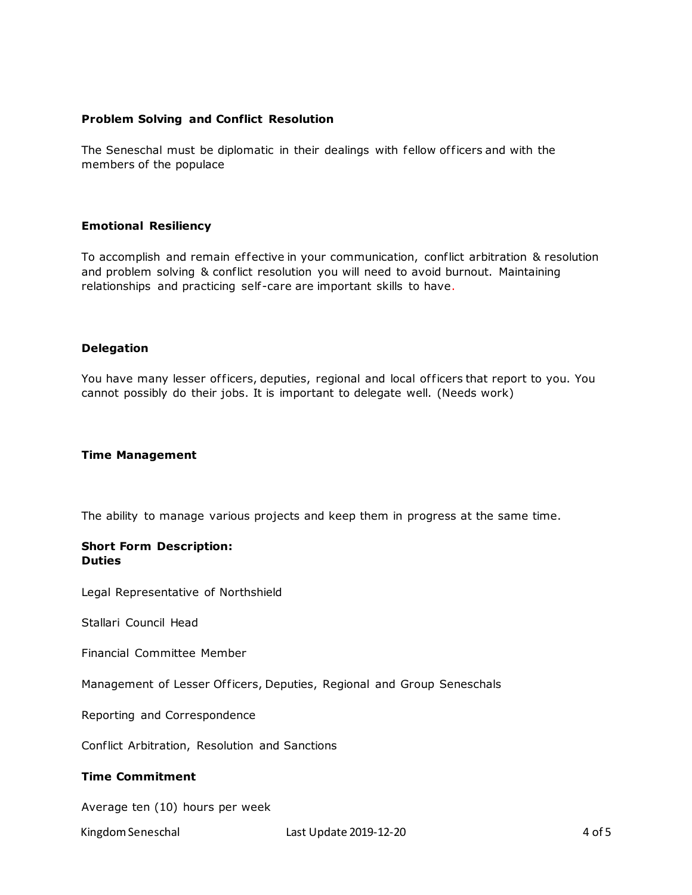**Problem Solving and Conflict Resolution**

The Seneschal must be diplomatic in their dealings with fellow officers and with the members of the populace

**Emotional Resiliency**

To accomplish and remain effective in your communication, conflict arbitration & resolution and problem solving & conflict resolution you will need to avoid burnout. Maintaining relationships and practicing self-care are important skills to have.

**Delegation**

You have many lesser officers, deputies, regional and local officers that report to you. You cannot possibly do their jobs. It is important to delegate well. (Needs work)

**Time Management**

The ability to manage various projects and keep them in progress at the same time.

**Short Form Description:**
**Duties**

Legal Representative of Northshield

Stallari Council Head

Financial Committee Member

Management of Lesser Officers, Deputies, Regional and Group Seneschals

Reporting and Correspondence

Conflict Arbitration, Resolution and Sanctions

**Time Commitment**

Average ten (10) hours per week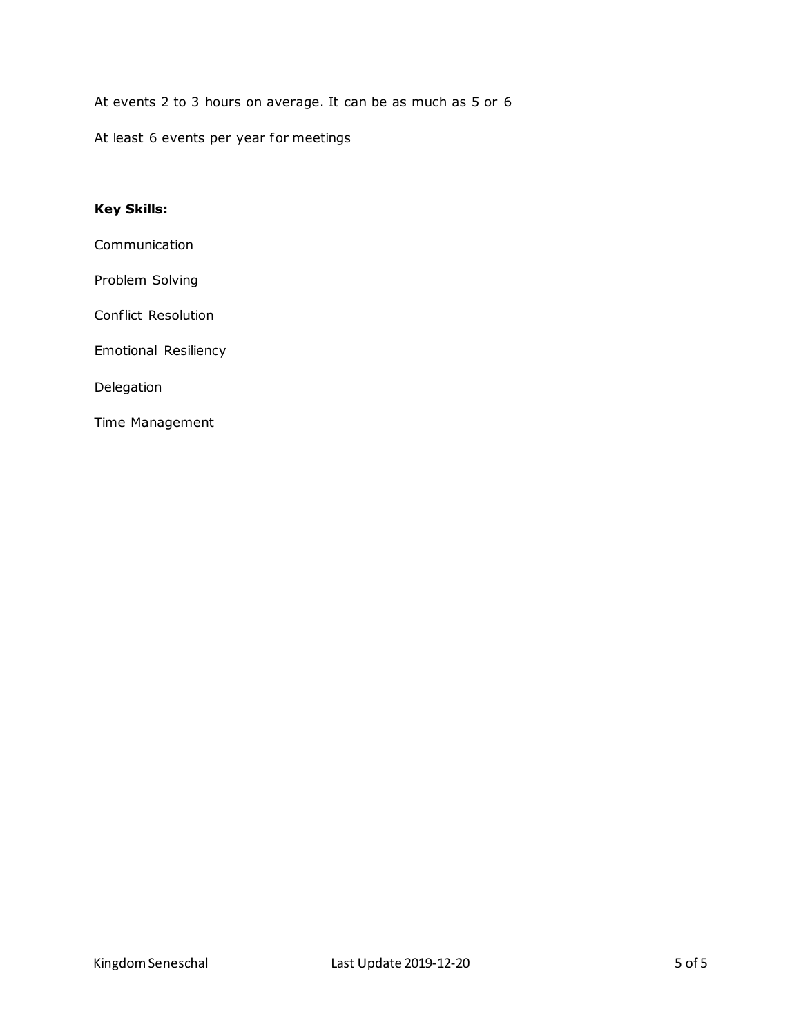At events 2 to 3 hours on average. It can be as much as 5 or 6

At least 6 events per year for meetings

**Key Skills:**

Communication

Problem Solving

Conflict Resolution

Emotional Resiliency

Delegation

Time Management